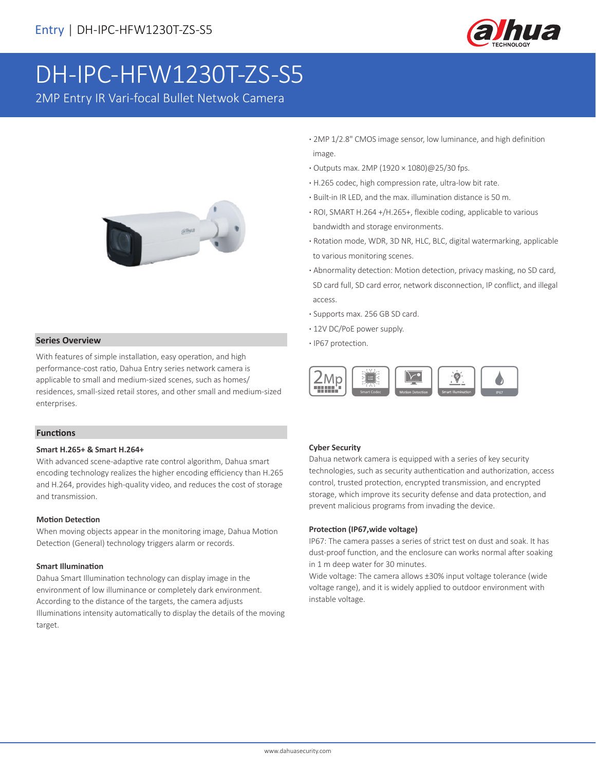# DH-IPC-HFW1230T-ZS-S5

2MP Entry IR Vari-focal Bullet Netwok Camera

- 2MP 1/2.8" CMOS image sensor, low luminance, and high definition image.
- Outputs max. 2MP (1920 × 1080)@25/30 fps.
- H.265 codec, high compression rate, ultra-low bit rate.
- Built-in IR LED, and the max. illumination distance is 50 m.
- ROI, SMART H.264 +/H.265+, flexible coding, applicable to various bandwidth and storage environments.
- Rotation mode, WDR, 3D NR, HLC, BLC, digital watermarking, applicable to various monitoring scenes.
- Abnormality detection: Motion detection, privacy masking, no SD card, SD card full, SD card error, network disconnection, IP conflict, and illegal access.
- Supports max. 256 GB SD card.
- 12V DC/PoE power supply.
- IP67 protection.

2Mp

Smart Codec

Motion Detection

Smart Illumination

IP67

## Series Overview

With features of simple installation, easy operation, and high performance-cost ratio, Dahua Entry series network camera is applicable to small and medium-sized scenes, such as homes/ residences, small-sized retail stores, and other small and medium-sized enterprises.

## Functions

### Smart H.265+ & Smart H.264+

With advanced scene-adaptive rate control algorithm, Dahua smart encoding technology realizes the higher encoding efficiency than H.265 and H.264, provides high-quality video, and reduces the cost of storage and transmission.

### Motion Detection

When moving objects appear in the monitoring image, Dahua Motion Detection (General) technology triggers alarm or records.

### Smart Illumination

Dahua Smart Illumination technology can display image in the environment of low illuminance or completely dark environment. According to the distance of the targets, the camera adjusts Illuminations intensity automatically to display the details of the moving target.

### Cyber Security

Dahua network camera is equipped with a series of key security technologies, such as security authentication and authorization, access control, trusted protection, encrypted transmission, and encrypted storage, which improve its security defense and data protection, and prevent malicious programs from invading the device.

### Protection (IP67,wide voltage)

IP67: The camera passes a series of strict test on dust and soak. It has dust-proof function, and the enclosure can works normal after soaking in 1 m deep water for 30 minutes.

Wide voltage: The camera allows ±30% input voltage tolerance (wide voltage range), and it is widely applied to outdoor environment with instable voltage.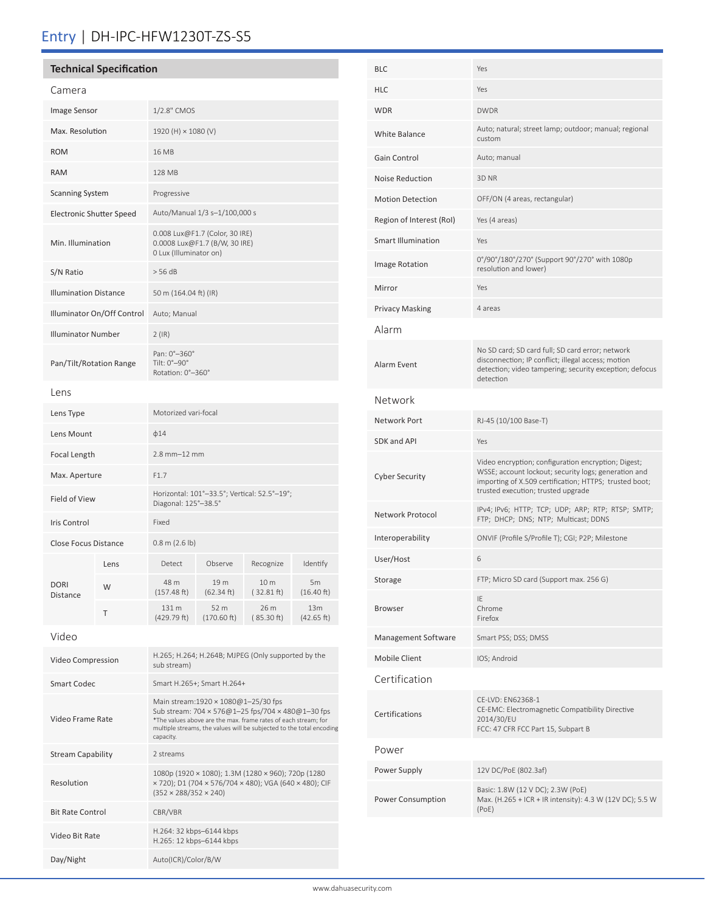# Entry | DH-IPC-HFW1230T-ZS-S5

## Technical Specification

### Camera

| | |
|---|---|
| Image Sensor | 1/2.8" CMOS |
| Max. Resolution | 1920 (H) × 1080 (V) |
| ROM | 16 MB |
| RAM | 128 MB |
| Scanning System | Progressive |
| Electronic Shutter Speed | Auto/Manual 1/3 s–1/100,000 s |
| Min. Illumination | 0.008 Lux@F1.7 (Color, 30 IRE)<br>0.0008 Lux@F1.7 (B/W, 30 IRE)<br>0 Lux (Illuminator on) |
| S/N Ratio | > 56 dB |
| Illumination Distance | 50 m (164.04 ft) (IR) |
| Illuminator On/Off Control | Auto; Manual |
| Illuminator Number | 2 (IR) |
| Pan/Tilt/Rotation Range | Pan: 0°–360°<br>Tilt: 0°–90°<br>Rotation: 0°–360° |

### Lens

| | | | | | |
|---|---|---|---|---|---|
| Lens Type | Motorized vari-focal | | | | |
| Lens Mount | ф14 | | | | |
| Focal Length | 2.8 mm–12 mm | | | | |
| Max. Aperture | F1.7 | | | | |
| Field of View | Horizontal: 101°–33.5°; Vertical: 52.5°–19°; Diagonal: 125°–38.5° | | | | |
| Iris Control | Fixed | | | | |
| Close Focus Distance | 0.8 m (2.6 lb) | | | | |
| DORI Distance | Lens | Detect | Observe | Recognize | Identify |
| | W | 48 m (157.48 ft) | 19 m (62.34 ft) | 10 m ( 32.81 ft) | 5m (16.40 ft) |
| | T | 131 m (429.79 ft) | 52 m (170.60 ft) | 26 m ( 85.30 ft) | 13m (42.65 ft) |

### Video

| | |
|---|---|
| Video Compression | H.265; H.264; H.264B; MJPEG (Only supported by the sub stream) |
| Smart Codec | Smart H.265+; Smart H.264+ |
| Video Frame Rate | Main stream:1920 × 1080@1–25/30 fps<br>Sub stream: 704 × 576@1–25 fps/704 × 480@1–30 fps<br>*The values above are the max. frame rates of each stream; for multiple streams, the values will be subjected to the total encoding capacity. |
| Stream Capability | 2 streams |
| Resolution | 1080p (1920 × 1080); 1.3M (1280 × 960); 720p (1280 × 720); D1 (704 × 576/704 × 480); VGA (640 × 480); CIF (352 × 288/352 × 240) |
| Bit Rate Control | CBR/VBR |
| Video Bit Rate | H.264: 32 kbps–6144 kbps<br>H.265: 12 kbps–6144 kbps |
| Day/Night | Auto(ICR)/Color/B/W |
| BLC | Yes |
| HLC | Yes |
| WDR | DWDR |
| White Balance | Auto; natural; street lamp; outdoor; manual; regional custom |
| Gain Control | Auto; manual |
| Noise Reduction | 3D NR |
| Motion Detection | OFF/ON (4 areas, rectangular) |
| Region of Interest (RoI) | Yes (4 areas) |
| Smart Illumination | Yes |
| Image Rotation | 0°/90°/180°/270° (Support 90°/270° with 1080p resolution and lower) |
| Mirror | Yes |
| Privacy Masking | 4 areas |

### Alarm

| | |
|---|---|
| Alarm Event | No SD card; SD card full; SD card error; network disconnection; IP conflict; illegal access; motion detection; video tampering; security exception; defocus detection |

### Network

| | |
|---|---|
| Network Port | RJ-45 (10/100 Base-T) |
| SDK and API | Yes |
| Cyber Security | Video encryption; configuration encryption; Digest; WSSE; account lockout; security logs; generation and importing of X.509 certification; HTTPS; trusted boot; trusted execution; trusted upgrade |
| Network Protocol | IPv4; IPv6; HTTP; TCP; UDP; ARP; RTP; RTSP; SMTP; FTP; DHCP; DNS; NTP; Multicast; DDNS |
| Interoperability | ONVIF (Profile S/Profile T); CGI; P2P; Milestone |
| User/Host | 6 |
| Storage | FTP; Micro SD card (Support max. 256 G) |
| Browser | IE<br>Chrome<br>Firefox |
| Management Software | Smart PSS; DSS; DMSS |
| Mobile Client | IOS; Android |

### Certification

| | |
|---|---|
| Certifications | CE-LVD: EN62368-1<br>CE-EMC: Electromagnetic Compatibility Directive 2014/30/EU<br>FCC: 47 CFR FCC Part 15, Subpart B |

### Power

| | |
|---|---|
| Power Supply | 12V DC/PoE (802.3af) |
| Power Consumption | Basic: 1.8W (12 V DC); 2.3W (PoE)<br>Max. (H.265 + ICR + IR intensity): 4.3 W (12V DC); 5.5 W (PoE) |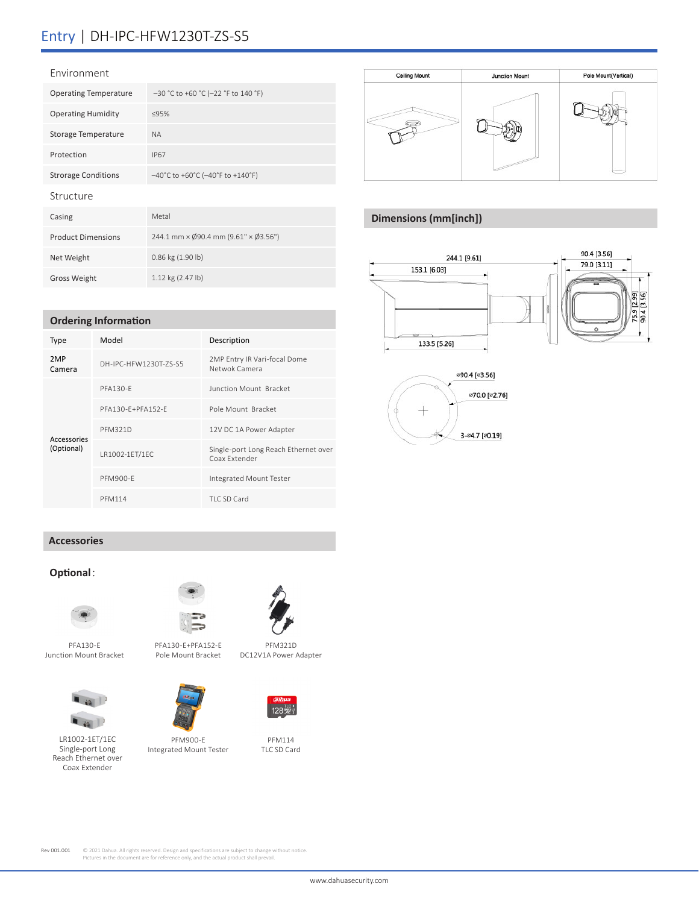# Entry | DH-IPC-HFW1230T-ZS-S5

## Environment

| | |
|---|---|
| Operating Temperature | –30 °C to +60 °C (–22 °F to 140 °F) |
| Operating Humidity | ≤95% |
| Storage Temperature | NA |
| Protection | IP67 |
| Strorage Conditions | –40°C to +60°C (–40°F to +140°F) |

## Structure

| | |
|---|---|
| Casing | Metal |
| Product Dimensions | 244.1 mm × Ø90.4 mm (9.61" × Ø3.56") |
| Net Weight | 0.86 kg (1.90 lb) |
| Gross Weight | 1.12 kg (2.47 lb) |

## Ordering Information

| Type | Model | Description |
|---|---|---|
| 2MP Camera | DH-IPC-HFW1230T-ZS-S5 | 2MP Entry IR Vari-focal Dome Netwok Camera |
| Accessories (Optional) | PFA130-E | Junction Mount Bracket |
| | PFA130-E+PFA152-E | Pole Mount Bracket |
| | PFM321D | 12V DC 1A Power Adapter |
| | LR1002-1ET/1EC | Single-port Long Reach Ethernet over Coax Extender |
| | PFM900-E | Integrated Mount Tester |
| | PFM114 | TLC SD Card |

## Accessories

**Optional**:

PFA130-E
Junction Mount Bracket

PFA130-E+PFA152-E
Pole Mount Bracket

PFM321D
DC12V1A Power Adapter

LR1002-1ET/1EC
Single-port Long Reach Ethernet over Coax Extender

PFM900-E
Integrated Mount Tester

PFM114
TLC SD Card

Ceiling Mount | Junction Mount | Pole Mount(Vertical)

## Dimensions (mm[inch])

244.1 [9.61]
153.1 [6.03]
133.5 [5.26]
90.4 [3.56]
79.0 [3.11]
75.9 [2.99]
90.4 [3.56]
⌀90.4 [⌀3.56]
⌀70.0 [⌀2.76]
3-⌀4.7 [⌀0.19]

Rev 001.001 © 2021 Dahua. All rights reserved. Design and specifications are subject to change without notice. Pictures in the document are for reference only, and the actual product shall prevail.

www.dahuasecurity.com